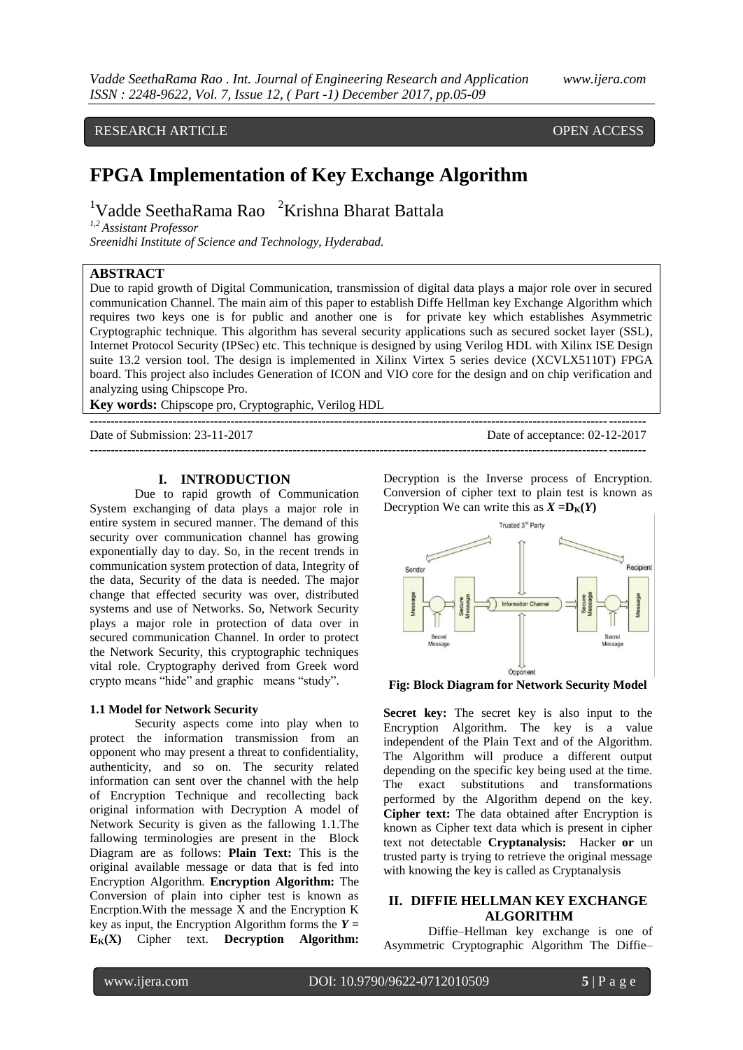RESEARCH ARTICLE OPEN ACCESS

# FPGA Implementation of Key Exchange Algorithm

[1]Vadde SeethaRama Rao [2]Krishna Bharat Battala

[1,2] *Assistant Professor*
*Sreenidhi Institute of Science and Technology, Hyderabad.*

## ABSTRACT

Due to rapid growth of Digital Communication, transmission of digital data plays a major role over in secured communication Channel. The main aim of this paper to establish Diffe Hellman key Exchange Algorithm which requires two keys one is for public and another one is for private key which establishes Asymmetric Cryptographic technique. This algorithm has several security applications such as secured socket layer (SSL), Internet Protocol Security (IPSec) etc. This technique is designed by using Verilog HDL with Xilinx ISE Design suite 13.2 version tool. The design is implemented in Xilinx Virtex 5 series device (XCVLX5110T) FPGA board. This project also includes Generation of ICON and VIO core for the design and on chip verification and analyzing using Chipscope Pro.

**Key words:** Chipscope pro, Cryptographic, Verilog HDL

Date of Submission: 23-11-2017 Date of acceptance: 02-12-2017

## I. INTRODUCTION

Due to rapid growth of Communication System exchanging of data plays a major role in entire system in secured manner. The demand of this security over communication channel has growing exponentially day to day. So, in the recent trends in communication system protection of data, Integrity of the data, Security of the data is needed. The major change that effected security was over, distributed systems and use of Networks. So, Network Security plays a major role in protection of data over in secured communication Channel. In order to protect the Network Security, this cryptographic techniques vital role. Cryptography derived from Greek word crypto means "hide" and graphic means "study".

### 1.1 Model for Network Security

Security aspects come into play when to protect the information transmission from an opponent who may present a threat to confidentiality, authenticity, and so on. The security related information can sent over the channel with the help of Encryption Technique and recollecting back original information with Decryption A model of Network Security is given as the fallowing 1.1.The fallowing terminologies are present in the Block Diagram are as follows: **Plain Text:** This is the original available message or data that is fed into Encryption Algorithm. **Encryption Algorithm:** The Conversion of plain into cipher test is known as Encrption.With the message X and the Encryption K key as input, the Encryption Algorithm forms the $Y = E_K(X)$ Cipher text. **Decryption Algorithm:** Decryption is the Inverse process of Encryption. Conversion of cipher text to plain test is known as Decryption We can write this as $X = D_K(Y)$

**Fig: Block Diagram for Network Security Model**

**Secret key:** The secret key is also input to the Encryption Algorithm. The key is a value independent of the Plain Text and of the Algorithm. The Algorithm will produce a different output depending on the specific key being used at the time. The exact substitutions and transformations performed by the Algorithm depend on the key. **Cipher text:** The data obtained after Encryption is known as Cipher text data which is present in cipher text not detectable **Cryptanalysis:** Hacker **or** un trusted party is trying to retrieve the original message with knowing the key is called as Cryptanalysis

## II. DIFFIE HELLMAN KEY EXCHANGE ALGORITHM

Diffie–Hellman key exchange is one of Asymmetric Cryptographic Algorithm The Diffie–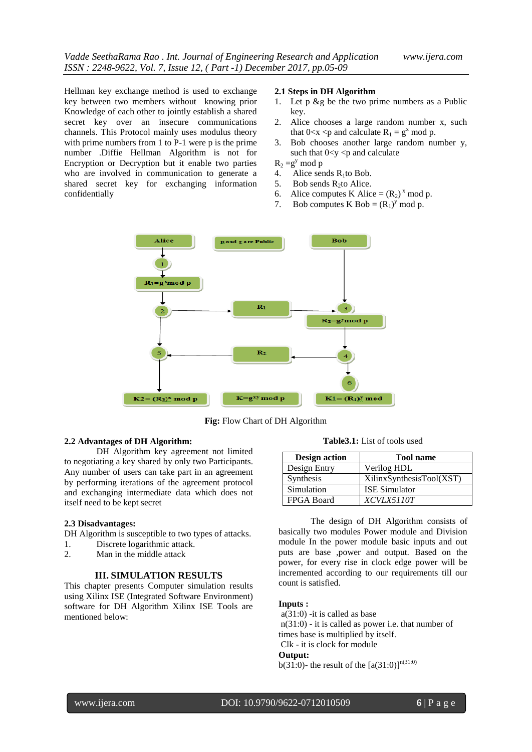Hellman key exchange method is used to exchange key between two members without knowing prior Knowledge of each other to jointly establish a shared secret key over an insecure communications channels. This Protocol mainly uses modulus theory with prime numbers from 1 to P-1 were p is the prime number .Diffie Hellman Algorithm is not for Encryption or Decryption but it enable two parties who are involved in communication to generate a shared secret key for exchanging information confidentially

### 2.1 Steps in DH Algorithm

1. Let p &g be the two prime numbers as a Public key.
2. Alice chooses a large random number x, such that 0<x <p and calculate $R_1 = g^x$ mod p.
3. Bob chooses another large random number y, such that 0<y <p and calculate

$R_2 = g^y$ mod p

4. Alice sends $R_1$to Bob.
5. Bob sends $R_2$to Alice.
6. Alice computes K Alice = $(R_2)^x$ mod p.
7. Bob computes K Bob = $(R_1)^y$ mod p.

**Fig:** Flow Chart of DH Algorithm

### 2.2 Advantages of DH Algorithm:

DH Algorithm key agreement not limited to negotiating a key shared by only two Participants. Any number of users can take part in an agreement by performing iterations of the agreement protocol and exchanging intermediate data which does not itself need to be kept secret

### 2.3 Disadvantages:

DH Algorithm is susceptible to two types of attacks.

1. Discrete logarithmic attack.
2. Man in the middle attack

## III. SIMULATION RESULTS

This chapter presents Computer simulation results using Xilinx ISE (Integrated Software Environment) software for DH Algorithm Xilinx ISE Tools are mentioned below:

**Table3.1:** List of tools used

| Design action | Tool name |
|---|---|
| Design Entry | Verilog HDL |
| Synthesis | XilinxSynthesisTool(XST) |
| Simulation | ISE Simulator |
| FPGA Board | *XCVLX5110T* |

The design of DH Algorithm consists of basically two modules Power module and Division module In the power module basic inputs and out puts are base ,power and output. Based on the power, for every rise in clock edge power will be incremented according to our requirements till our count is satisfied.

**Inputs :**

a(31:0) -it is called as base

n(31:0) - it is called as power i.e. that number of times base is multiplied by itself.

Clk - it is clock for module

**Output:**

b(31:0)- the result of the $[a(31:0)]^{n(31:0)}$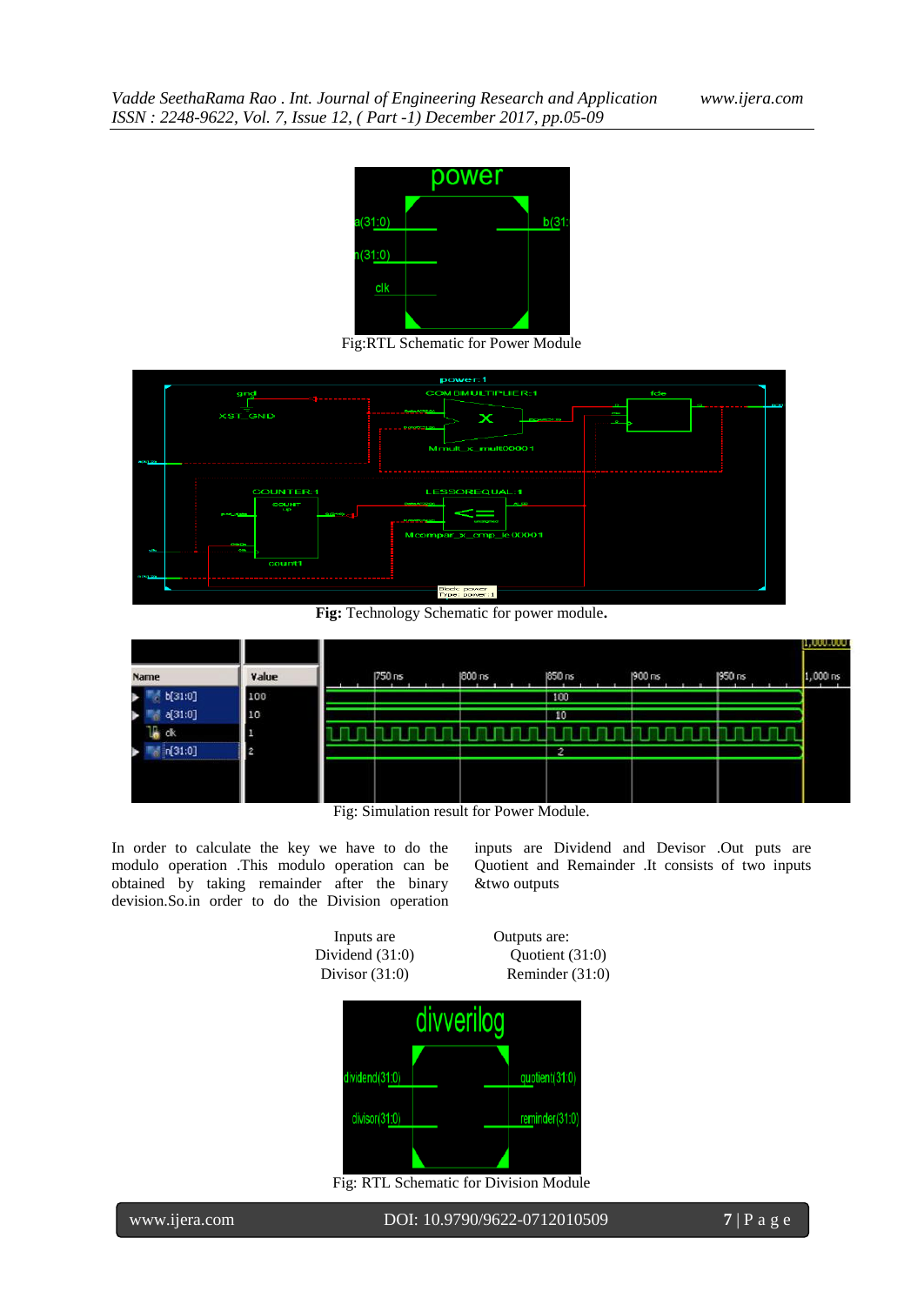Fig:RTL Schematic for Power Module

**Fig:** Technology Schematic for power module**.**

Fig: Simulation result for Power Module.

In order to calculate the key we have to do the modulo operation .This modulo operation can be obtained by taking remainder after the binary devision.So.in order to do the Division operation inputs are Dividend and Devisor .Out puts are Quotient and Remainder .It consists of two inputs &two outputs

Inputs are
Dividend (31:0)
Divisor (31:0)

Outputs are:
Quotient (31:0)
Reminder (31:0)

Fig: RTL Schematic for Division Module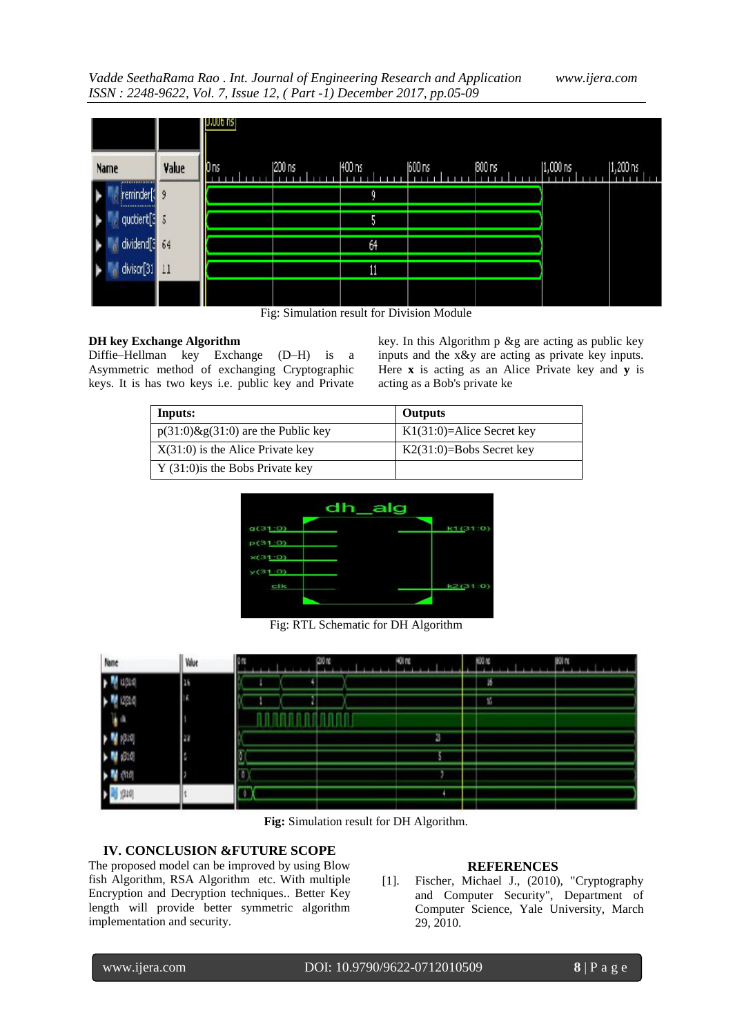Fig: Simulation result for Division Module

**DH key Exchange Algorithm**
Diffie–Hellman key Exchange (D–H) is a Asymmetric method of exchanging Cryptographic keys. It is has two keys i.e. public key and Private key. In this Algorithm p &g are acting as public key inputs and the x&y are acting as private key inputs. Here **x** is acting as an Alice Private key and **y** is acting as a Bob's private ke

| Inputs: | Outputs |
|---|---|
| p(31:0)&g(31:0) are the Public key | K1(31:0)=Alice Secret key |
| X(31:0) is the Alice Private key | K2(31:0)=Bobs Secret key |
| Y (31:0)is the Bobs Private key | |

Fig: RTL Schematic for DH Algorithm

**Fig:** Simulation result for DH Algorithm.

## IV. CONCLUSION &FUTURE SCOPE

The proposed model can be improved by using Blow fish Algorithm, RSA Algorithm etc. With multiple Encryption and Decryption techniques.. Better Key length will provide better symmetric algorithm implementation and security.

## REFERENCES

[1]. Fischer, Michael J., (2010), "Cryptography and Computer Security", Department of Computer Science, Yale University, March 29, 2010.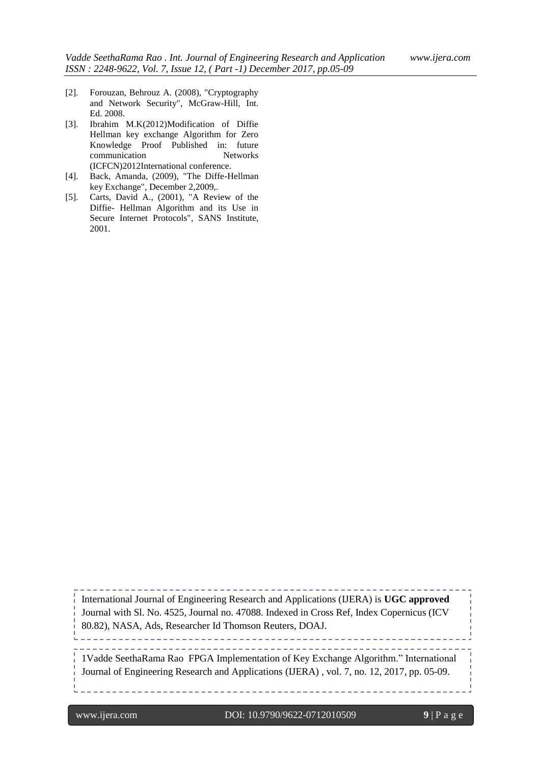[2]. Forouzan, Behrouz A. (2008), "Cryptography and Network Security", McGraw-Hill, Int. Ed. 2008.

[3]. Ibrahim M.K(2012)Modification of Diffie Hellman key exchange Algorithm for Zero Knowledge Proof Published in: future communication Networks (ICFCN)2012International conference.

[4]. Back, Amanda, (2009), "The Diffe-Hellman key Exchange", December 2,2009,.

[5]. Carts, David A., (2001), "A Review of the Diffie- Hellman Algorithm and its Use in Secure Internet Protocols", SANS Institute, 2001.

International Journal of Engineering Research and Applications (IJERA) is **UGC approved** Journal with Sl. No. 4525, Journal no. 47088. Indexed in Cross Ref, Index Copernicus (ICV 80.82), NASA, Ads, Researcher Id Thomson Reuters, DOAJ.

1Vadde SeethaRama Rao FPGA Implementation of Key Exchange Algorithm." International Journal of Engineering Research and Applications (IJERA) , vol. 7, no. 12, 2017, pp. 05-09.